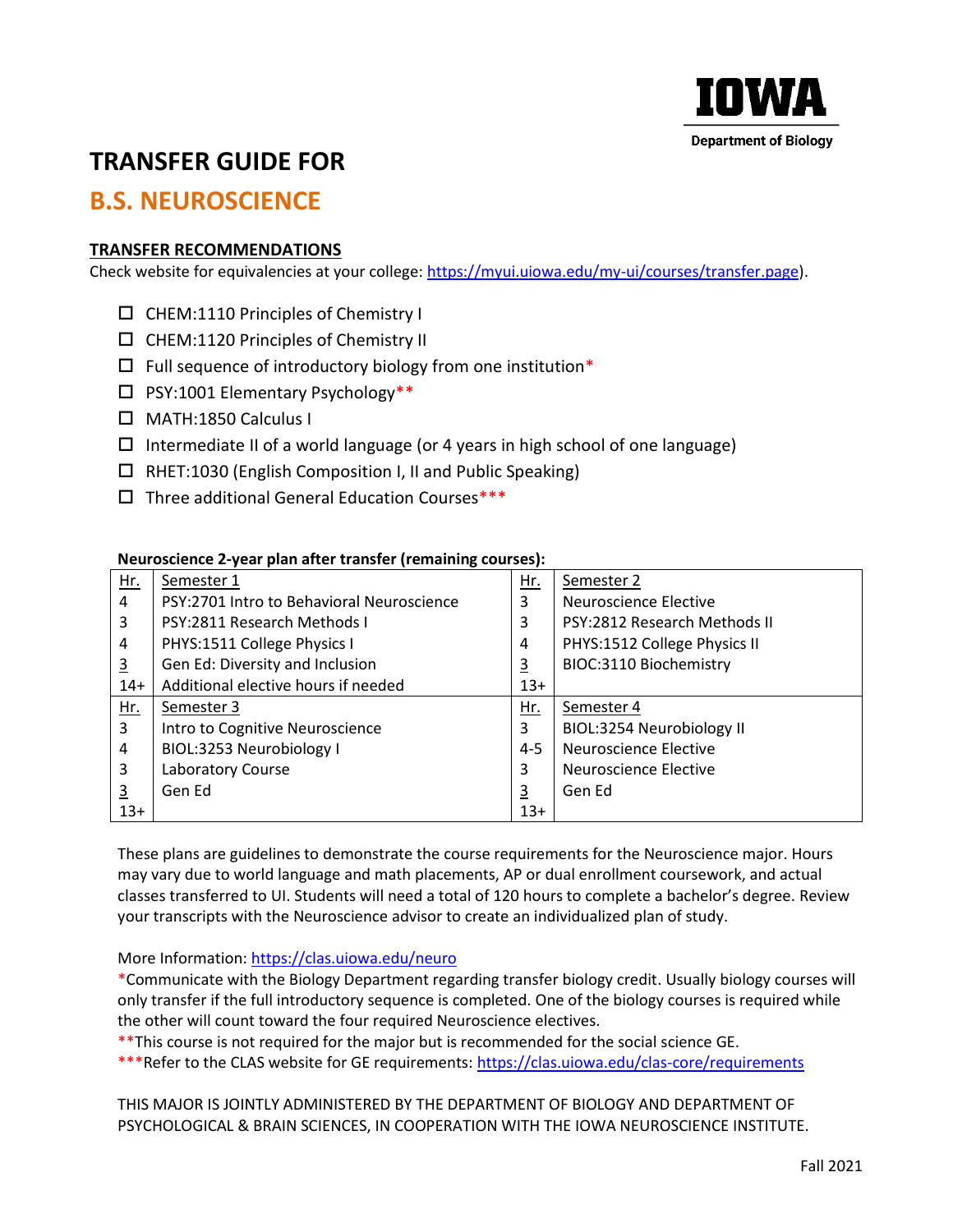IOWA
Department of Biology

# TRANSFER GUIDE FOR

# B.S. NEUROSCIENCE

## TRANSFER RECOMMENDATIONS

Check website for equivalencies at your college: https://myui.uiowa.edu/my-ui/courses/transfer.page).

- ☐ CHEM:1110 Principles of Chemistry I
- ☐ CHEM:1120 Principles of Chemistry II
- ☐ Full sequence of introductory biology from one institution*
- ☐ PSY:1001 Elementary Psychology**
- ☐ MATH:1850 Calculus I
- ☐ Intermediate II of a world language (or 4 years in high school of one language)
- ☐ RHET:1030 (English Composition I, II and Public Speaking)
- ☐ Three additional General Education Courses***

**Neuroscience 2-year plan after transfer (remaining courses):**

| Hr. | Semester 1 | Hr. | Semester 2 |
|---|---|---|---|
| 4 | PSY:2701 Intro to Behavioral Neuroscience | 3 | Neuroscience Elective |
| 3 | PSY:2811 Research Methods I | 3 | PSY:2812 Research Methods II |
| 4 | PHYS:1511 College Physics I | 4 | PHYS:1512 College Physics II |
| 3 | Gen Ed: Diversity and Inclusion | 3 | BIOC:3110 Biochemistry |
| 14+ | Additional elective hours if needed | 13+ | |
| **Hr.** | **Semester 3** | **Hr.** | **Semester 4** |
| 3 | Intro to Cognitive Neuroscience | 3 | BIOL:3254 Neurobiology II |
| 4 | BIOL:3253 Neurobiology I | 4-5 | Neuroscience Elective |
| 3 | Laboratory Course | 3 | Neuroscience Elective |
| 3 | Gen Ed | 3 | Gen Ed |
| 13+ | | 13+ | |

These plans are guidelines to demonstrate the course requirements for the Neuroscience major. Hours may vary due to world language and math placements, AP or dual enrollment coursework, and actual classes transferred to UI. Students will need a total of 120 hours to complete a bachelor's degree. Review your transcripts with the Neuroscience advisor to create an individualized plan of study.

More Information: https://clas.uiowa.edu/neuro

*Communicate with the Biology Department regarding transfer biology credit. Usually biology courses will only transfer if the full introductory sequence is completed. One of the biology courses is required while the other will count toward the four required Neuroscience electives.

**This course is not required for the major but is recommended for the social science GE.

***Refer to the CLAS website for GE requirements: https://clas.uiowa.edu/clas-core/requirements

THIS MAJOR IS JOINTLY ADMINISTERED BY THE DEPARTMENT OF BIOLOGY AND DEPARTMENT OF PSYCHOLOGICAL & BRAIN SCIENCES, IN COOPERATION WITH THE IOWA NEUROSCIENCE INSTITUTE.

Fall 2021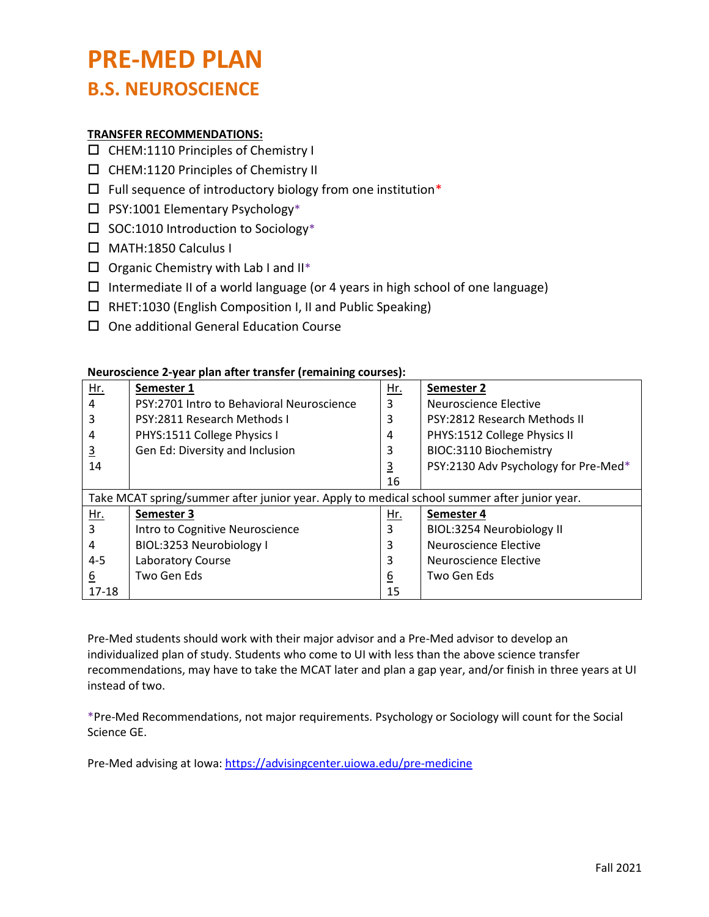# PRE-MED PLAN

## B.S. NEUROSCIENCE

**TRANSFER RECOMMENDATIONS:**

- ☐ CHEM:1110 Principles of Chemistry I
- ☐ CHEM:1120 Principles of Chemistry II
- ☐ Full sequence of introductory biology from one institution*
- ☐ PSY:1001 Elementary Psychology*
- ☐ SOC:1010 Introduction to Sociology*
- ☐ MATH:1850 Calculus I
- ☐ Organic Chemistry with Lab I and II*
- ☐ Intermediate II of a world language (or 4 years in high school of one language)
- ☐ RHET:1030 (English Composition I, II and Public Speaking)
- ☐ One additional General Education Course

**Neuroscience 2-year plan after transfer (remaining courses):**

| Hr. | Semester 1 | Hr. | Semester 2 |
|---|---|---|---|
| 4 | PSY:2701 Intro to Behavioral Neuroscience | 3 | Neuroscience Elective |
| 3 | PSY:2811 Research Methods I | 3 | PSY:2812 Research Methods II |
| 4 | PHYS:1511 College Physics I | 4 | PHYS:1512 College Physics II |
| 3 | Gen Ed: Diversity and Inclusion | 3 | BIOC:3110 Biochemistry |
| 14 | | 3 | PSY:2130 Adv Psychology for Pre-Med* |
| | | 16 | |
| Take MCAT spring/summer after junior year. Apply to medical school summer after junior year. | | | |
| **Hr.** | **Semester 3** | **Hr.** | **Semester 4** |
| 3 | Intro to Cognitive Neuroscience | 3 | BIOL:3254 Neurobiology II |
| 4 | BIOL:3253 Neurobiology I | 3 | Neuroscience Elective |
| 4-5 | Laboratory Course | 3 | Neuroscience Elective |
| 6 | Two Gen Eds | 6 | Two Gen Eds |
| 17-18 | | 15 | |

Pre-Med students should work with their major advisor and a Pre-Med advisor to develop an individualized plan of study. Students who come to UI with less than the above science transfer recommendations, may have to take the MCAT later and plan a gap year, and/or finish in three years at UI instead of two.

*Pre-Med Recommendations, not major requirements. Psychology or Sociology will count for the Social Science GE.

Pre-Med advising at Iowa: https://advisingcenter.uiowa.edu/pre-medicine

Fall 2021